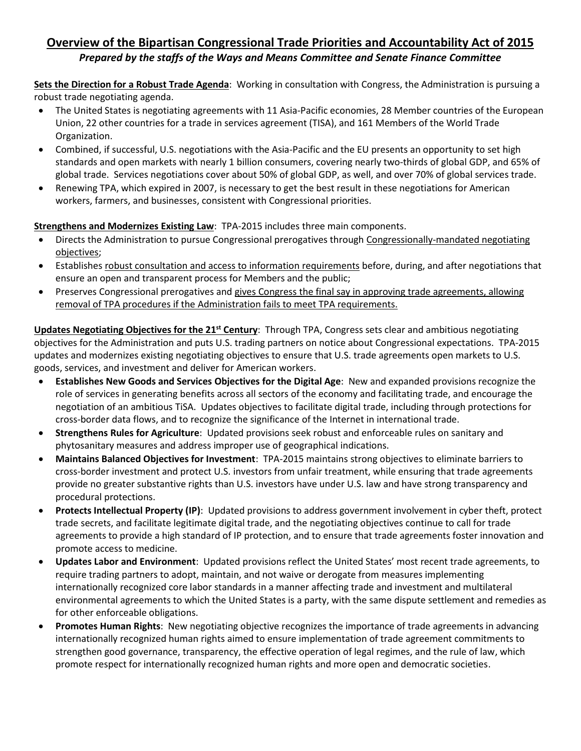# Overview of the Bipartisan Congressional Trade Priorities and Accountability Act of 2015

***Prepared by the staffs of the Ways and Means Committee and Senate Finance Committee***

**Sets the Direction for a Robust Trade Agenda**: Working in consultation with Congress, the Administration is pursuing a robust trade negotiating agenda.

- The United States is negotiating agreements with 11 Asia-Pacific economies, 28 Member countries of the European Union, 22 other countries for a trade in services agreement (TISA), and 161 Members of the World Trade Organization.
- Combined, if successful, U.S. negotiations with the Asia-Pacific and the EU presents an opportunity to set high standards and open markets with nearly 1 billion consumers, covering nearly two-thirds of global GDP, and 65% of global trade. Services negotiations cover about 50% of global GDP, as well, and over 70% of global services trade.
- Renewing TPA, which expired in 2007, is necessary to get the best result in these negotiations for American workers, farmers, and businesses, consistent with Congressional priorities.

**Strengthens and Modernizes Existing Law**: TPA-2015 includes three main components.

- Directs the Administration to pursue Congressional prerogatives through Congressionally-mandated negotiating objectives;
- Establishes robust consultation and access to information requirements before, during, and after negotiations that ensure an open and transparent process for Members and the public;
- Preserves Congressional prerogatives and gives Congress the final say in approving trade agreements, allowing removal of TPA procedures if the Administration fails to meet TPA requirements.

**Updates Negotiating Objectives for the 21st Century**: Through TPA, Congress sets clear and ambitious negotiating objectives for the Administration and puts U.S. trading partners on notice about Congressional expectations. TPA-2015 updates and modernizes existing negotiating objectives to ensure that U.S. trade agreements open markets to U.S. goods, services, and investment and deliver for American workers.

- **Establishes New Goods and Services Objectives for the Digital Age**: New and expanded provisions recognize the role of services in generating benefits across all sectors of the economy and facilitating trade, and encourage the negotiation of an ambitious TiSA. Updates objectives to facilitate digital trade, including through protections for cross-border data flows, and to recognize the significance of the Internet in international trade.
- **Strengthens Rules for Agriculture**: Updated provisions seek robust and enforceable rules on sanitary and phytosanitary measures and address improper use of geographical indications.
- **Maintains Balanced Objectives for Investment**: TPA-2015 maintains strong objectives to eliminate barriers to cross-border investment and protect U.S. investors from unfair treatment, while ensuring that trade agreements provide no greater substantive rights than U.S. investors have under U.S. law and have strong transparency and procedural protections.
- **Protects Intellectual Property (IP)**: Updated provisions to address government involvement in cyber theft, protect trade secrets, and facilitate legitimate digital trade, and the negotiating objectives continue to call for trade agreements to provide a high standard of IP protection, and to ensure that trade agreements foster innovation and promote access to medicine.
- **Updates Labor and Environment**: Updated provisions reflect the United States' most recent trade agreements, to require trading partners to adopt, maintain, and not waive or derogate from measures implementing internationally recognized core labor standards in a manner affecting trade and investment and multilateral environmental agreements to which the United States is a party, with the same dispute settlement and remedies as for other enforceable obligations.
- **Promotes Human Rights**: New negotiating objective recognizes the importance of trade agreements in advancing internationally recognized human rights aimed to ensure implementation of trade agreement commitments to strengthen good governance, transparency, the effective operation of legal regimes, and the rule of law, which promote respect for internationally recognized human rights and more open and democratic societies.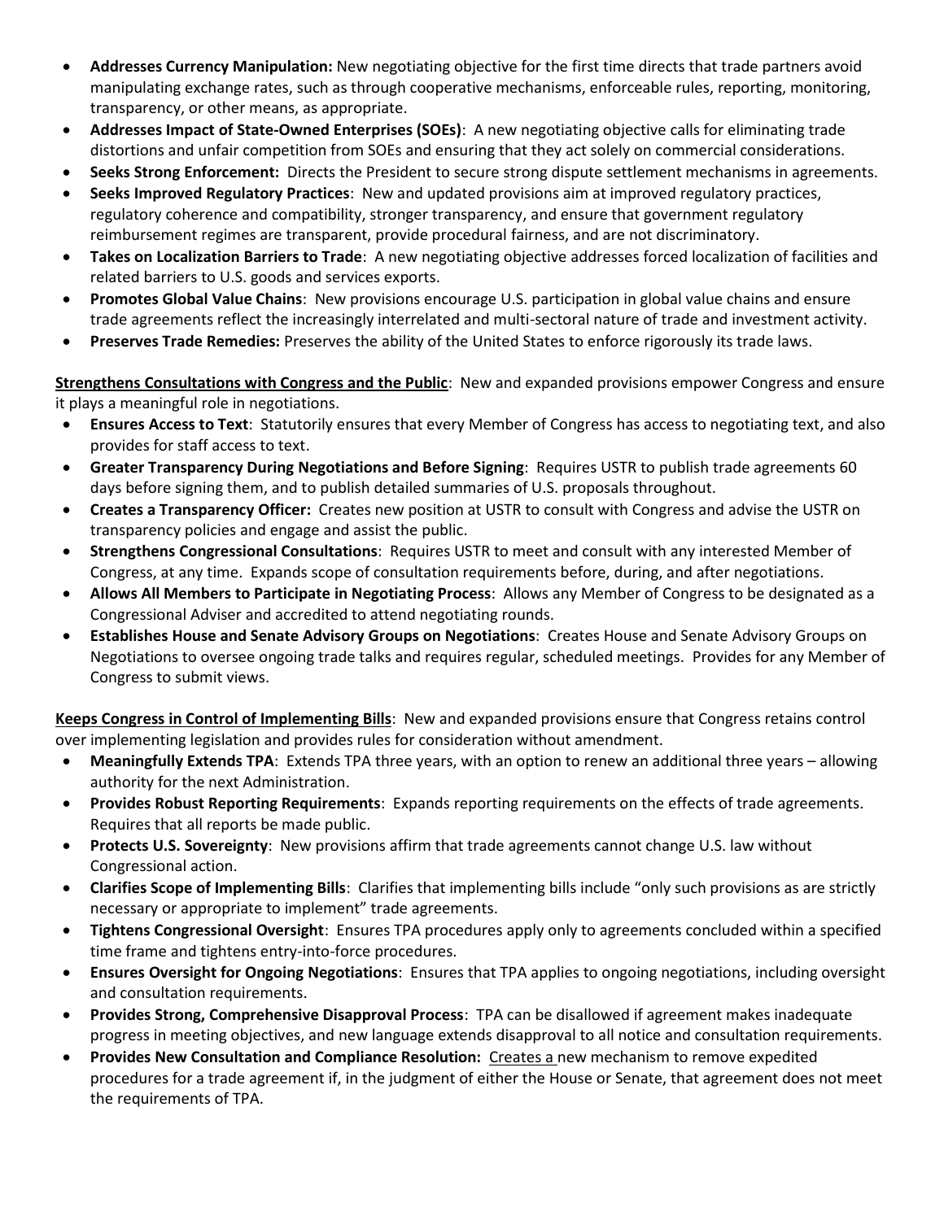- **Addresses Currency Manipulation:** New negotiating objective for the first time directs that trade partners avoid manipulating exchange rates, such as through cooperative mechanisms, enforceable rules, reporting, monitoring, transparency, or other means, as appropriate.
- **Addresses Impact of State-Owned Enterprises (SOEs)**: A new negotiating objective calls for eliminating trade distortions and unfair competition from SOEs and ensuring that they act solely on commercial considerations.
- **Seeks Strong Enforcement:** Directs the President to secure strong dispute settlement mechanisms in agreements.
- **Seeks Improved Regulatory Practices**: New and updated provisions aim at improved regulatory practices, regulatory coherence and compatibility, stronger transparency, and ensure that government regulatory reimbursement regimes are transparent, provide procedural fairness, and are not discriminatory.
- **Takes on Localization Barriers to Trade**: A new negotiating objective addresses forced localization of facilities and related barriers to U.S. goods and services exports.
- **Promotes Global Value Chains**: New provisions encourage U.S. participation in global value chains and ensure trade agreements reflect the increasingly interrelated and multi-sectoral nature of trade and investment activity.
- **Preserves Trade Remedies:** Preserves the ability of the United States to enforce rigorously its trade laws.

**Strengthens Consultations with Congress and the Public**: New and expanded provisions empower Congress and ensure it plays a meaningful role in negotiations.

- **Ensures Access to Text**: Statutorily ensures that every Member of Congress has access to negotiating text, and also provides for staff access to text.
- **Greater Transparency During Negotiations and Before Signing**: Requires USTR to publish trade agreements 60 days before signing them, and to publish detailed summaries of U.S. proposals throughout.
- **Creates a Transparency Officer:** Creates new position at USTR to consult with Congress and advise the USTR on transparency policies and engage and assist the public.
- **Strengthens Congressional Consultations**: Requires USTR to meet and consult with any interested Member of Congress, at any time. Expands scope of consultation requirements before, during, and after negotiations.
- **Allows All Members to Participate in Negotiating Process**: Allows any Member of Congress to be designated as a Congressional Adviser and accredited to attend negotiating rounds.
- **Establishes House and Senate Advisory Groups on Negotiations**: Creates House and Senate Advisory Groups on Negotiations to oversee ongoing trade talks and requires regular, scheduled meetings. Provides for any Member of Congress to submit views.

**Keeps Congress in Control of Implementing Bills**: New and expanded provisions ensure that Congress retains control over implementing legislation and provides rules for consideration without amendment.

- **Meaningfully Extends TPA**: Extends TPA three years, with an option to renew an additional three years – allowing authority for the next Administration.
- **Provides Robust Reporting Requirements**: Expands reporting requirements on the effects of trade agreements. Requires that all reports be made public.
- **Protects U.S. Sovereignty**: New provisions affirm that trade agreements cannot change U.S. law without Congressional action.
- **Clarifies Scope of Implementing Bills**: Clarifies that implementing bills include "only such provisions as are strictly necessary or appropriate to implement" trade agreements.
- **Tightens Congressional Oversight**: Ensures TPA procedures apply only to agreements concluded within a specified time frame and tightens entry-into-force procedures.
- **Ensures Oversight for Ongoing Negotiations**: Ensures that TPA applies to ongoing negotiations, including oversight and consultation requirements.
- **Provides Strong, Comprehensive Disapproval Process**: TPA can be disallowed if agreement makes inadequate progress in meeting objectives, and new language extends disapproval to all notice and consultation requirements.
- **Provides New Consultation and Compliance Resolution:** Creates a new mechanism to remove expedited procedures for a trade agreement if, in the judgment of either the House or Senate, that agreement does not meet the requirements of TPA.